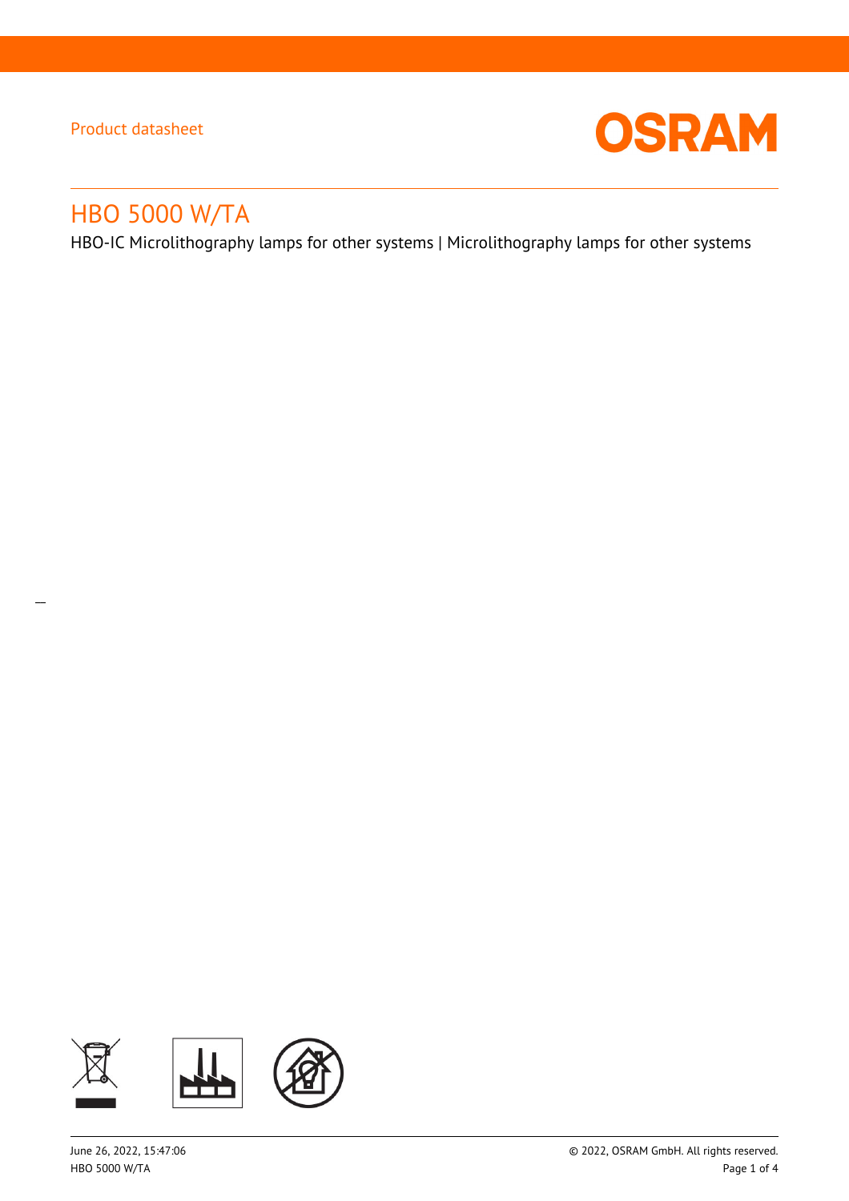Product datasheet

# HBO 5000 W/TA

HBO-IC Microlithography lamps for other systems | Microlithography lamps for other systems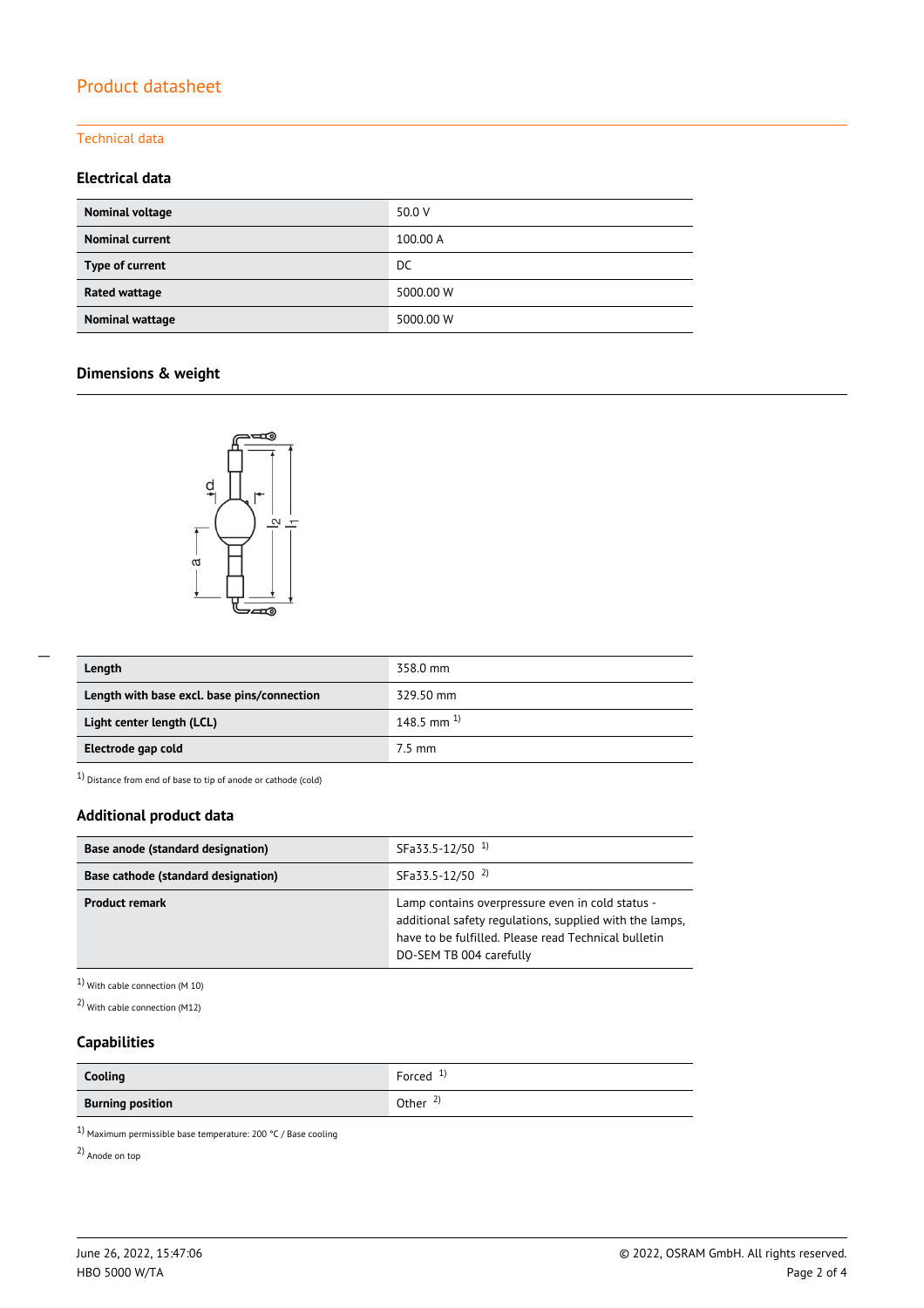# Product datasheet

## Technical data

### Electrical data

| | |
|---|---|
| **Nominal voltage** | 50.0 V |
| **Nominal current** | 100.00 A |
| **Type of current** | DC |
| **Rated wattage** | 5000.00 W |
| **Nominal wattage** | 5000.00 W |

### Dimensions & weight

| | |
|---|---|
| **Length** | 358.0 mm |
| **Length with base excl. base pins/connection** | 329.50 mm |
| **Light center length (LCL)** | 148.5 mm [1] |
| **Electrode gap cold** | 7.5 mm |

[1] Distance from end of base to tip of anode or cathode (cold)

### Additional product data

| | |
|---|---|
| **Base anode (standard designation)** | SFa33.5-12/50 [1] |
| **Base cathode (standard designation)** | SFa33.5-12/50 [2] |
| **Product remark** | Lamp contains overpressure even in cold status - additional safety regulations, supplied with the lamps, have to be fulfilled. Please read Technical bulletin DO-SEM TB 004 carefully |

[1] With cable connection (M 10)

[2] With cable connection (M12)

### Capabilities

| | |
|---|---|
| **Cooling** | Forced [1] |
| **Burning position** | Other [2] |

[1] Maximum permissible base temperature: 200 °C / Base cooling

[2] Anode on top

June 26, 2022, 15:47:06

HBO 5000 W/TA

© 2022, OSRAM GmbH. All rights reserved.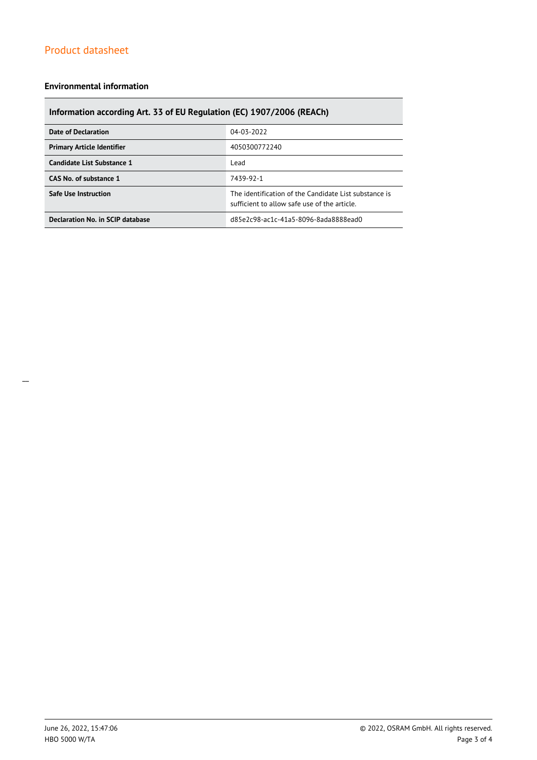### Environmental information

| Information according Art. 33 of EU Regulation (EC) 1907/2006 (REACh) | |
|---|---|
| **Date of Declaration** | 04-03-2022 |
| **Primary Article Identifier** | 4050300772240 |
| **Candidate List Substance 1** | Lead |
| **CAS No. of substance 1** | 7439-92-1 |
| **Safe Use Instruction** | The identification of the Candidate List substance is sufficient to allow safe use of the article. |
| **Declaration No. in SCIP database** | d85e2c98-ac1c-41a5-8096-8ada8888ead0 |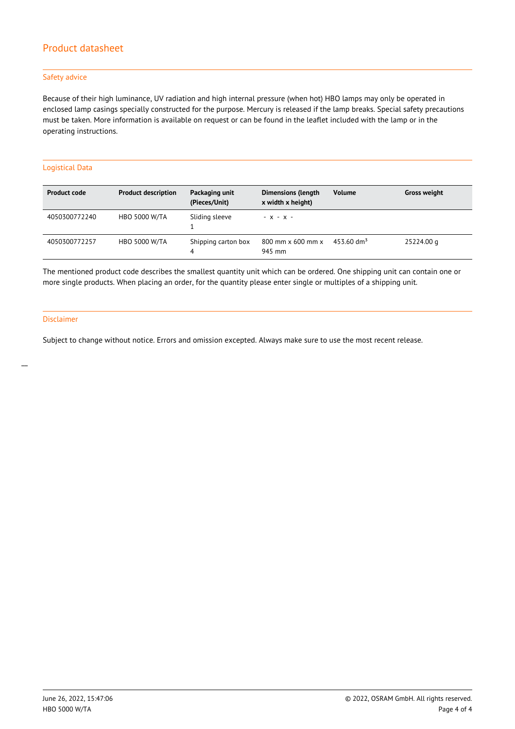## Safety advice

Because of their high luminance, UV radiation and high internal pressure (when hot) HBO lamps may only be operated in enclosed lamp casings specially constructed for the purpose. Mercury is released if the lamp breaks. Special safety precautions must be taken. More information is available on request or can be found in the leaflet included with the lamp or in the operating instructions.

## Logistical Data

| Product code | Product description | Packaging unit (Pieces/Unit) | Dimensions (length x width x height) | Volume | Gross weight |
|---|---|---|---|---|---|
| 4050300772240 | HBO 5000 W/TA | Sliding sleeve 1 | - x - x - | | |
| 4050300772257 | HBO 5000 W/TA | Shipping carton box 4 | 800 mm x 600 mm x 945 mm | 453.60 $dm^3$ | 25224.00 g |

The mentioned product code describes the smallest quantity unit which can be ordered. One shipping unit can contain one or more single products. When placing an order, for the quantity please enter single or multiples of a shipping unit.

## Disclaimer

Subject to change without notice. Errors and omission excepted. Always make sure to use the most recent release.